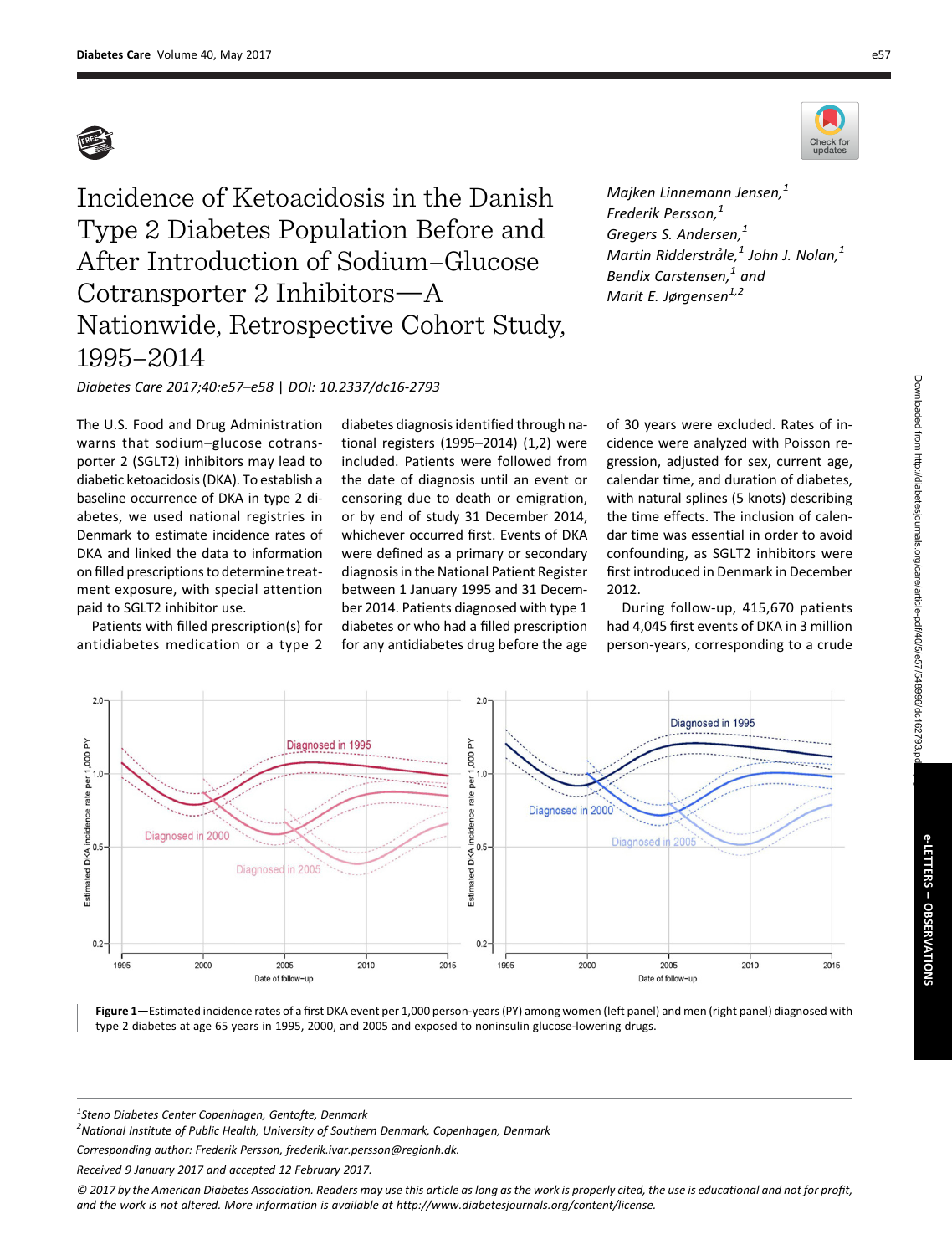# Incidence of Ketoacidosis in the Danish Type 2 Diabetes Population Before and After Introduction of Sodium–Glucose Cotransporter 2 Inhibitors—A Nationwide, Retrospective Cohort Study, 1995–2014

*Majken Linnemann Jensen,*[1] *Frederik Persson,*[1] *Gregers S. Andersen,*[1] *Martin Ridderstråle,*[1] *John J. Nolan,*[1] *Bendix Carstensen,*[1] and *Marit E. Jørgensen*[1,2]

*Diabetes Care 2017;40:e57–e58 | DOI: 10.2337/dc16-2793*

The U.S. Food and Drug Administration warns that sodium–glucose cotransporter 2 (SGLT2) inhibitors may lead to diabetic ketoacidosis (DKA). To establish a baseline occurrence of DKA in type 2 diabetes, we used national registries in Denmark to estimate incidence rates of DKA and linked the data to information on filled prescriptions to determine treatment exposure, with special attention paid to SGLT2 inhibitor use.

Patients with filled prescription(s) for antidiabetes medication or a type 2 diabetes diagnosis identified through national registers (1995–2014) (1,2) were included. Patients were followed from the date of diagnosis until an event or censoring due to death or emigration, or by end of study 31 December 2014, whichever occurred first. Events of DKA were defined as a primary or secondary diagnosis in the National Patient Register between 1 January 1995 and 31 December 2014. Patients diagnosed with type 1 diabetes or who had a filled prescription for any antidiabetes drug before the age of 30 years were excluded. Rates of incidence were analyzed with Poisson regression, adjusted for sex, current age, calendar time, and duration of diabetes, with natural splines (5 knots) describing the time effects. The inclusion of calendar time was essential in order to avoid confounding, as SGLT2 inhibitors were first introduced in Denmark in December 2012.

During follow-up, 415,670 patients had 4,045 first events of DKA in 3 million person-years, corresponding to a crude

**Figure 1**—Estimated incidence rates of a first DKA event per 1,000 person-years (PY) among women (left panel) and men (right panel) diagnosed with type 2 diabetes at age 65 years in 1995, 2000, and 2005 and exposed to noninsulin glucose-lowering drugs.

[1]Steno Diabetes Center Copenhagen, Gentofte, Denmark

[2]National Institute of Public Health, University of Southern Denmark, Copenhagen, Denmark

Corresponding author: Frederik Persson, frederik.ivar.persson@regionh.dk.

Received 9 January 2017 and accepted 12 February 2017.

© 2017 by the American Diabetes Association. Readers may use this article as long as the work is properly cited, the use is educational and not for profit, and the work is not altered. More information is available at http://www.diabetesjournals.org/content/license.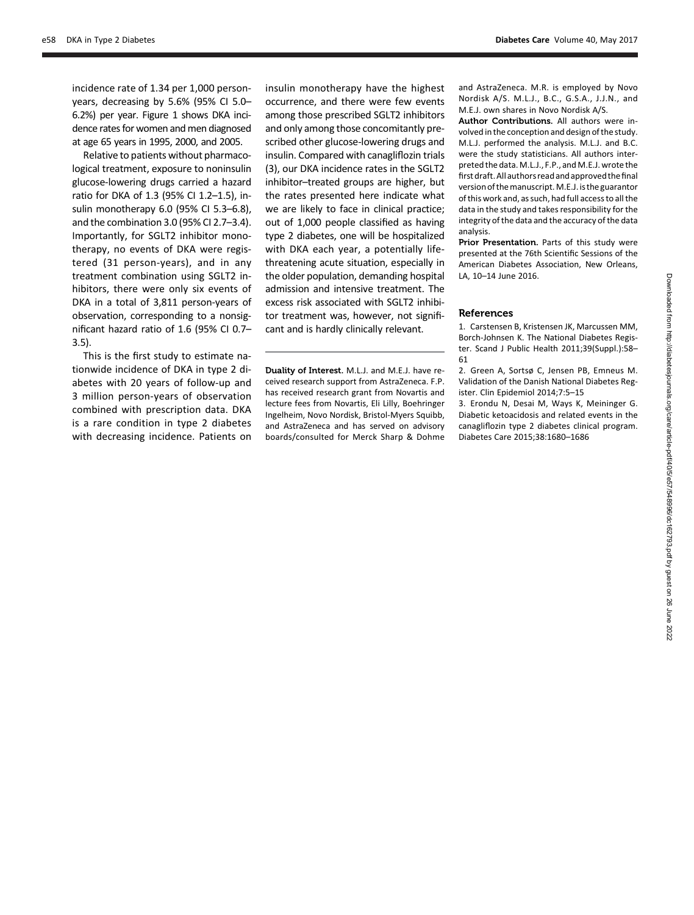incidence rate of 1.34 per 1,000 person-years, decreasing by 5.6% (95% CI 5.0–6.2%) per year. Figure 1 shows DKA incidence rates for women and men diagnosed at age 65 years in 1995, 2000, and 2005.

Relative to patients without pharmacological treatment, exposure to noninsulin glucose-lowering drugs carried a hazard ratio for DKA of 1.3 (95% CI 1.2–1.5), insulin monotherapy 6.0 (95% CI 5.3–6.8), and the combination 3.0 (95% CI 2.7–3.4). Importantly, for SGLT2 inhibitor monotherapy, no events of DKA were registered (31 person-years), and in any treatment combination using SGLT2 inhibitors, there were only six events of DKA in a total of 3,811 person-years of observation, corresponding to a nonsignificant hazard ratio of 1.6 (95% CI 0.7–3.5).

This is the first study to estimate nationwide incidence of DKA in type 2 diabetes with 20 years of follow-up and 3 million person-years of observation combined with prescription data. DKA is a rare condition in type 2 diabetes with decreasing incidence. Patients on insulin monotherapy have the highest occurrence, and there were few events among those prescribed SGLT2 inhibitors and only among those concomitantly prescribed other glucose-lowering drugs and insulin. Compared with canagliflozin trials (3), our DKA incidence rates in the SGLT2 inhibitor–treated groups are higher, but the rates presented here indicate what we are likely to face in clinical practice; out of 1,000 people classified as having type 2 diabetes, one will be hospitalized with DKA each year, a potentially life-threatening acute situation, especially in the older population, demanding hospital admission and intensive treatment. The excess risk associated with SGLT2 inhibitor treatment was, however, not significant and is hardly clinically relevant.

**Duality of Interest.** M.L.J. and M.E.J. have received research support from AstraZeneca. F.P. has received research grant from Novartis and lecture fees from Novartis, Eli Lilly, Boehringer Ingelheim, Novo Nordisk, Bristol-Myers Squibb, and AstraZeneca and has served on advisory boards/consulted for Merck Sharp & Dohme and AstraZeneca. M.R. is employed by Novo Nordisk A/S. M.L.J., B.C., G.S.A., J.J.N., and M.E.J. own shares in Novo Nordisk A/S.

**Author Contributions.** All authors were involved in the conception and design of the study. M.L.J. performed the analysis. M.L.J. and B.C. were the study statisticians. All authors interpreted the data. M.L.J., F.P., and M.E.J. wrote the first draft. All authors read and approved the final version of the manuscript. M.E.J. is the guarantor of this work and, as such, had full access to all the data in the study and takes responsibility for the integrity of the data and the accuracy of the data analysis.

**Prior Presentation.** Parts of this study were presented at the 76th Scientific Sessions of the American Diabetes Association, New Orleans, LA, 10–14 June 2016.

## References

1. Carstensen B, Kristensen JK, Marcussen MM, Borch-Johnsen K. The National Diabetes Register. Scand J Public Health 2011;39(Suppl.):58–61
2. Green A, Sortsø C, Jensen PB, Emneus M. Validation of the Danish National Diabetes Register. Clin Epidemiol 2014;7:5–15
3. Erondu N, Desai M, Ways K, Meininger G. Diabetic ketoacidosis and related events in the canagliflozin type 2 diabetes clinical program. Diabetes Care 2015;38:1680–1686